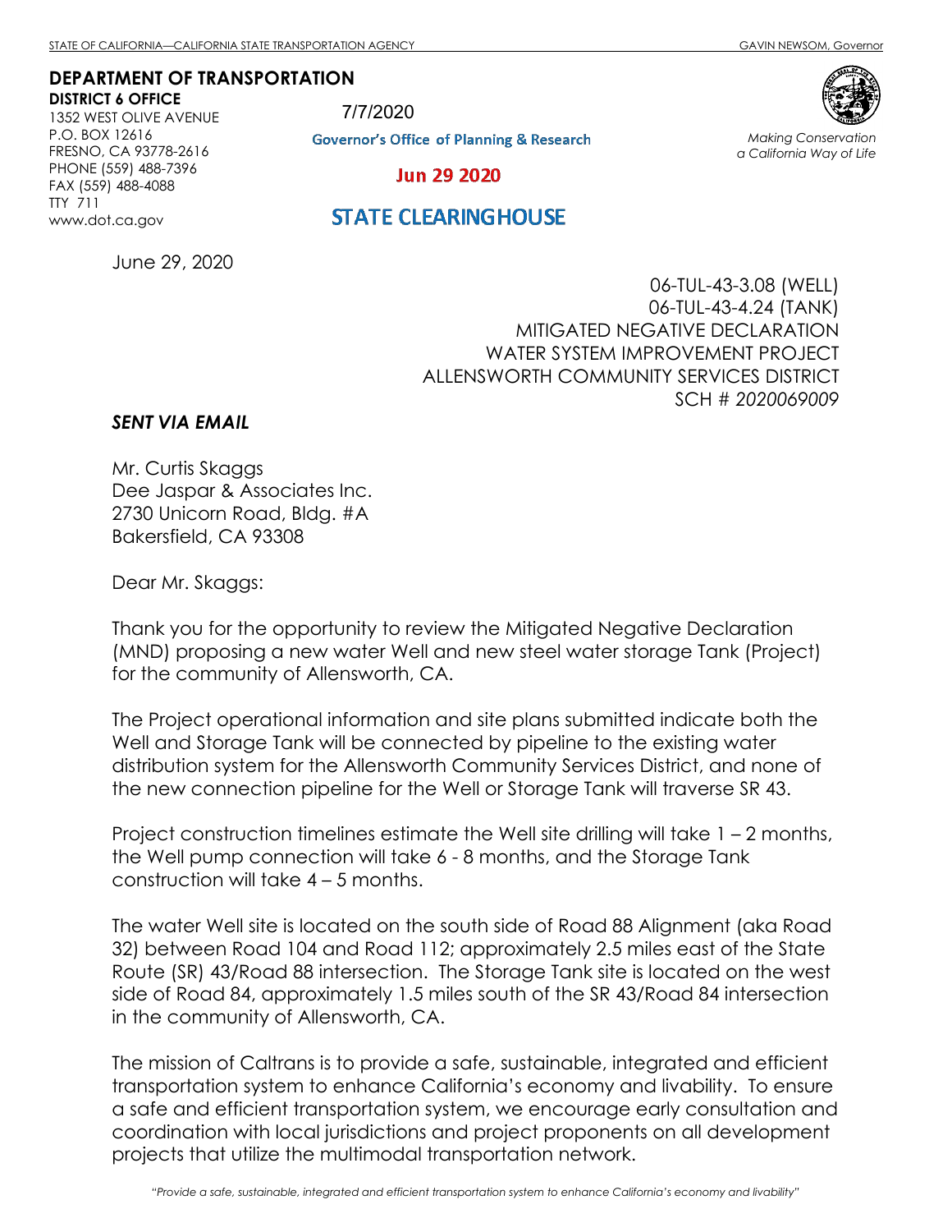STATE OF CALIFORNIA—CALIFORNIA STATE TRANSPORTATION AGENCY GAVIN NEWSOM, Governor

**DEPARTMENT OF TRANSPORTATION**
**DISTRICT 6 OFFICE**
1352 WEST OLIVE AVENUE
P.O. BOX 12616
FRESNO, CA 93778-2616
PHONE (559) 488-7396
FAX (559) 488-4088
TTY 711
www.dot.ca.gov

7/7/2020

Governor's Office of Planning & Research

Jun 29 2020

STATE CLEARINGHOUSE

*Making Conservation a California Way of Life*

June 29, 2020

06-TUL-43-3.08 (WELL)
06-TUL-43-4.24 (TANK)
MITIGATED NEGATIVE DECLARATION
WATER SYSTEM IMPROVEMENT PROJECT
ALLENSWORTH COMMUNITY SERVICES DISTRICT
SCH # *2020069009*

***SENT VIA EMAIL***

Mr. Curtis Skaggs
Dee Jaspar & Associates Inc.
2730 Unicorn Road, Bldg. #A
Bakersfield, CA 93308

Dear Mr. Skaggs:

Thank you for the opportunity to review the Mitigated Negative Declaration (MND) proposing a new water Well and new steel water storage Tank (Project) for the community of Allensworth, CA.

The Project operational information and site plans submitted indicate both the Well and Storage Tank will be connected by pipeline to the existing water distribution system for the Allensworth Community Services District, and none of the new connection pipeline for the Well or Storage Tank will traverse SR 43.

Project construction timelines estimate the Well site drilling will take 1 – 2 months, the Well pump connection will take 6 - 8 months, and the Storage Tank construction will take 4 – 5 months.

The water Well site is located on the south side of Road 88 Alignment (aka Road 32) between Road 104 and Road 112; approximately 2.5 miles east of the State Route (SR) 43/Road 88 intersection. The Storage Tank site is located on the west side of Road 84, approximately 1.5 miles south of the SR 43/Road 84 intersection in the community of Allensworth, CA.

The mission of Caltrans is to provide a safe, sustainable, integrated and efficient transportation system to enhance California's economy and livability. To ensure a safe and efficient transportation system, we encourage early consultation and coordination with local jurisdictions and project proponents on all development projects that utilize the multimodal transportation network.

*"Provide a safe, sustainable, integrated and efficient transportation system to enhance California's economy and livability"*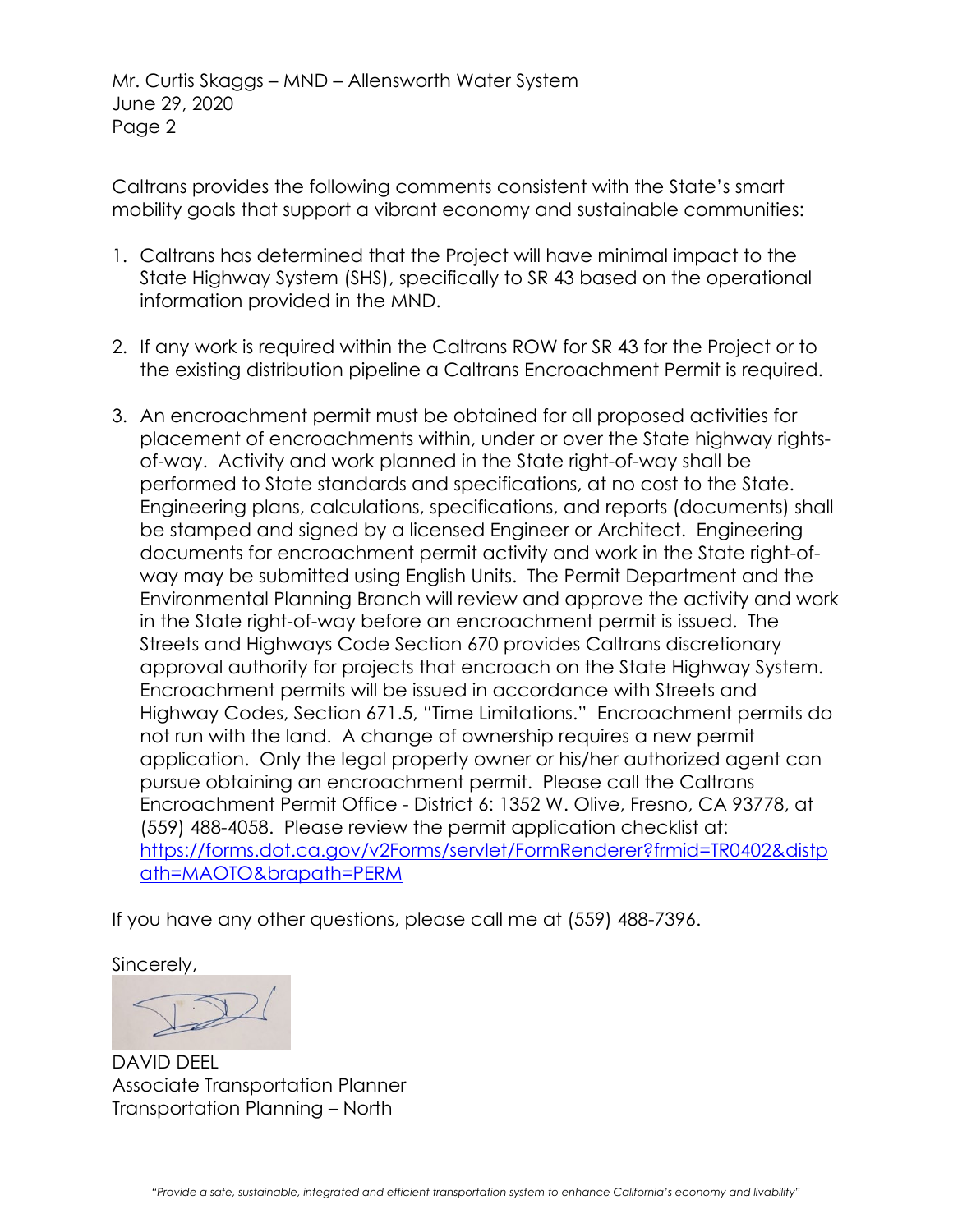Caltrans provides the following comments consistent with the State's smart mobility goals that support a vibrant economy and sustainable communities:

1. Caltrans has determined that the Project will have minimal impact to the State Highway System (SHS), specifically to SR 43 based on the operational information provided in the MND.

2. If any work is required within the Caltrans ROW for SR 43 for the Project or to the existing distribution pipeline a Caltrans Encroachment Permit is required.

3. An encroachment permit must be obtained for all proposed activities for placement of encroachments within, under or over the State highway rights-of-way. Activity and work planned in the State right-of-way shall be performed to State standards and specifications, at no cost to the State. Engineering plans, calculations, specifications, and reports (documents) shall be stamped and signed by a licensed Engineer or Architect. Engineering documents for encroachment permit activity and work in the State right-of-way may be submitted using English Units. The Permit Department and the Environmental Planning Branch will review and approve the activity and work in the State right-of-way before an encroachment permit is issued. The Streets and Highways Code Section 670 provides Caltrans discretionary approval authority for projects that encroach on the State Highway System. Encroachment permits will be issued in accordance with Streets and Highway Codes, Section 671.5, "Time Limitations." Encroachment permits do not run with the land. A change of ownership requires a new permit application. Only the legal property owner or his/her authorized agent can pursue obtaining an encroachment permit. Please call the Caltrans Encroachment Permit Office - District 6: 1352 W. Olive, Fresno, CA 93778, at (559) 488-4058. Please review the permit application checklist at: https://forms.dot.ca.gov/v2Forms/servlet/FormRenderer?frmid=TR0402&distpath=MAOTO&brapath=PERM

If you have any other questions, please call me at (559) 488-7396.

Sincerely,

DAVID DEEL
Associate Transportation Planner
Transportation Planning – North